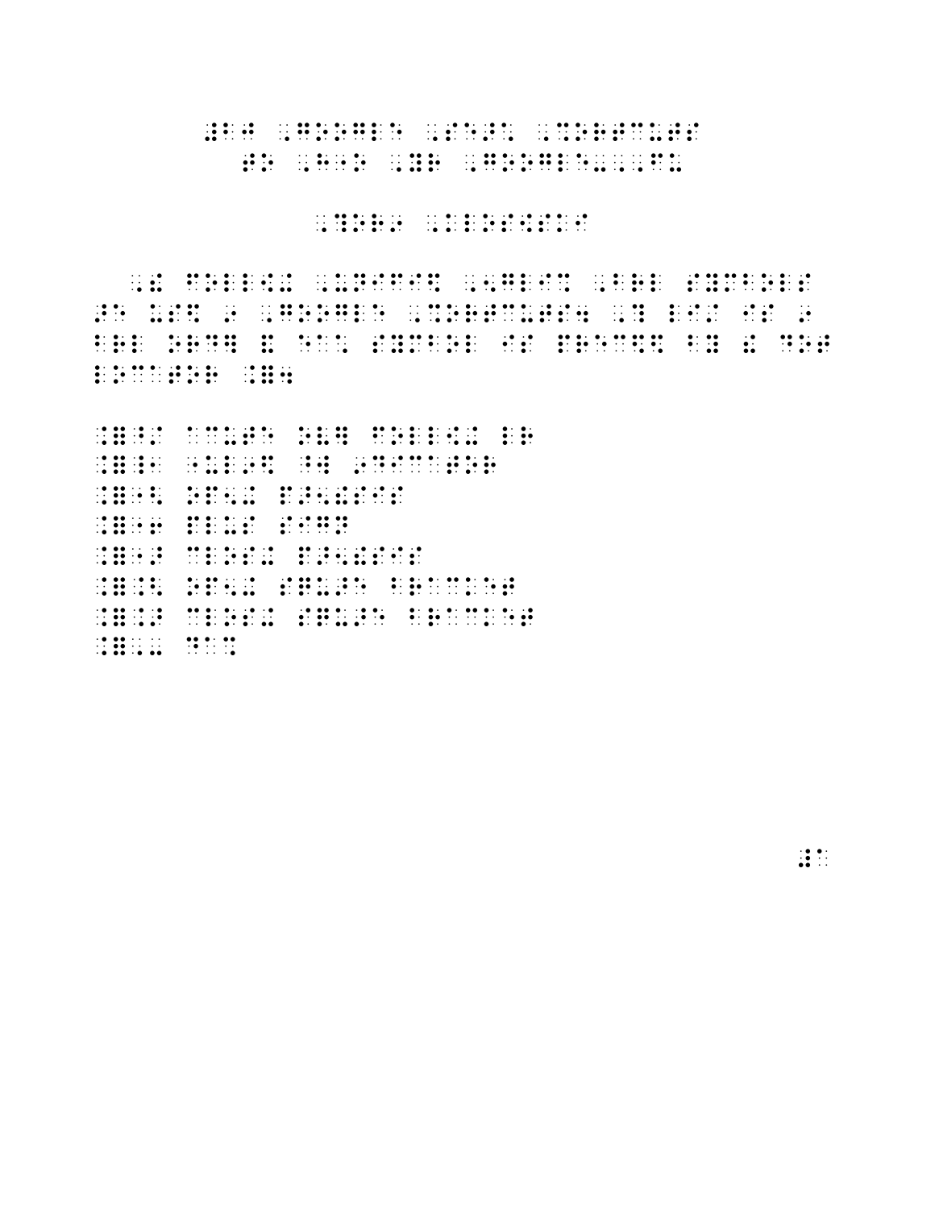$\frac{1}{2}$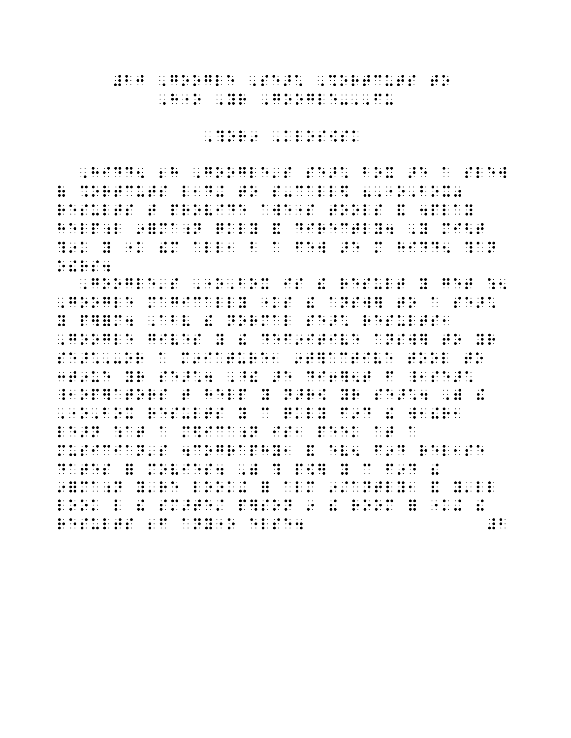#### # BJ , COOK , COOK , COOK , COOK , COOK , COOK , COOK , COOK , COOK , COOK , COOK , COOK , COOK , COOK , COOK<br>\* , ORT CURS TO , COOK , COOK , COOK , COOK , COOK , COOK , COOK , COOK , COOK , COOK , COOK , COOK , COOK , C<br>\* ,  $\frac{1}{2}$ ,  $\frac{1}{2}$ ,  $\frac{1}{2}$ ,  $\frac{1}{2}$ ,  $\frac{1}{2}$ ,  $\frac{1}{2}$ ,  $\frac{1}{2}$ ,  $\frac{1}{2}$ ,  $\frac{1}{2}$ ,  $\frac{1}{2}$ ,  $\frac{1}{2}$ ,  $\frac{1}{2}$ ,  $\frac{1}{2}$ ,  $\frac{1}{2}$ ,  $\frac{1}{2}$ ,  $\frac{1}{2}$ ,  $\frac{1}{2}$ ,  $\frac{1}{2}$ ,  $\frac{1}{2}$ ,  $\frac{1}{2}$ ,

,?OR9 ,KLOS[SK

,HIDD5 2H ,GOOGLE'S SE>\* BOX >E A SLEW ( %ORTCUTS L1D+ TO S-CALL\$ 8,"O,BOX0 RESULTS TO A SULTS TO A RESULTS TO A POSSIBLE AND A SULTS TO A SULTS TO A RESULTS TO A RESULTS TO A PLAY OF A<br>RESULTS TO A RESULTS TO A RESULTS TO A RESULTS TO A RESULTS TO A RESULTS TO A RESULTS TO A RESULTS TO A RESULT<br>A HELP; RESPONSE AND A SERIES AND A RESPONSE A COMPANY AND A COMPANY AND A COMPANY AND A COMPANY AND A COMPANY A<br>Note to be a company and a series and a series and a company of the series and a company and a series are and<br>N ?9K Y "K !M ALL1 B A FEW >E M HIDD5 ?AN **DEED** 

, GOOGLE'S , ONE OF A RESULT Y GROUP AND A RESULT Y GROUP AND A RESULT Y GROUP AND A RESULT Y GROUP AND A RESULT Y GROUP AND A RESULT OF A RESULT OF A RESULT OF A RESULT OF A RESULT OF A RESULT OF A RESULT OF A RESULT OF ,GOOGLE MAGICALLY "KS ! ANSW] TO A SE>\* Y PARAM AN DE SOLIT ET DE SOLIT ET DE SOLIT EN DE SOLIT ET DE SOLIT EN LA BOLITIKA EN LA BOLITIKA ET DE SOLITI<br>1960 - A BOLITIKA ET DE SOLITIKA ET DE SOLITIKA EN LA BOLITIKA EN LA BOLITIKA EN LA BOLITIKA ET DE SOLITIKA E<br>1 ,GOOGLE GIVES Y ! DEF9ITIVE ANSW] TO YR SE>\*,-OR A M9IATURE1 9T]ACTIVE TOOL TO 3T9UE YR SE SAN AR SOS SAN AR YN DAILYN YN Y LLYD YN Y DODAU YN DODAU YN Y SOS YN Y LLYD YN Y LLYD YN Y DAILYN<br>1989 DE YN YN Y 1989 SYDDIAITH YN Y LLYD YN Y LLYD DAILYN Y LLYD YN DAILYN DODAU YN Y LLYD YN DAILYN Y LLYD Y<br>1 \_1OP]ATORS T HELP Y N>R[ YR SE>\*4 ,) ! , The contract of the contract of the contract of the contract of the contract of the contract of the contract<br>The contract of the contract of the contract of the contract of the contract of the contract of the contract o<br> LE>N :AT A M\$ICA;N IS1 PEEK AT A MUSICIAN'S 4COGRAPHY1 & EV5 F9D REL1SE DATES = MOVIES4 , P[] Y CHE AND A SURFAIRE = MOVIES4 , P[] Y CHE AND A SURFAIRE = MOVIES4 , P[] Y CHE AND A SU<br>Dates = Movies4 , P[] Y CHE AND A SURFAIRE = MOVIES4 , P[] Y CHE AND A SURFAIRE = MOVIES4 , P[] Y CHE AND A SU<br> 9= NO DO DE EST EN 1990 EN 1991 DE DE DE DE LOOK DE LOOK DE LEGENDO EN 1990 EN 1990 EN 1990 EN 1990 EN 1990 EN<br>1990 DE EST EN 1990 ET EN 1990 EN 1990 EN 1990 EN 1990 EN 1990 EN 1990 EN 1990 DE LOOK- DO LA 1990 EN 1990 DE<br>1 LOOK OF CHECK LOOK HERE IN 1980 FOR THE LOOK OF THE SMALL HERE IN 1991 CONTINUES TO A 1991 FOR THE 1992 FOR TH<br>The son of the small continues to be a small continues to the small continues and the small form of the son o<br>T RESULTS 2F ANY OF THE RESULTS 2F ANY OF THE RESULTS 2F ANY OF THE RESULTS 2F ANY OF THE RESULTS 2F ANY OF THE <br>RESULTS 2F ANY OF THE RESULTS 2F ANY OF THE RESULTS 2F ANY OF THE RESULTS 2F ANY OF THE RESULTS 2F ANY OF THE<br>R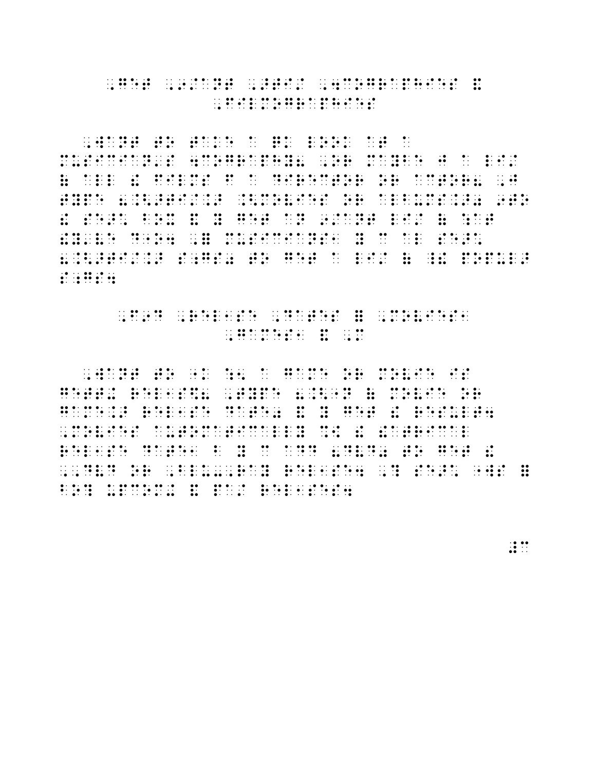#### , GET , GET , GET , GET , GET , GET , GET , GET , GET , GET , GET , GET , GET , GET , GET , GET , GET , GET ,<br>TI/ GET , GET , GET , GET , GET , GET , GET , GET , GET , GET , GET , GET , GET , GET , GET , GET , GET , GET<br>TI ,  $\frac{1}{2}$ ,  $\frac{1}{2}$ ,  $\frac{1}{2}$ ,  $\frac{1}{2}$ ,  $\frac{1}{2}$ ,  $\frac{1}{2}$ ,  $\frac{1}{2}$ ,  $\frac{1}{2}$ ,  $\frac{1}{2}$ ,  $\frac{1}{2}$ ,  $\frac{1}{2}$ ,  $\frac{1}{2}$ ,  $\frac{1}{2}$ ,  $\frac{1}{2}$ ,  $\frac{1}{2}$ ,  $\frac{1}{2}$ ,  $\frac{1}{2}$ ,  $\frac{1}{2}$ ,  $\frac{1}{2}$ ,  $\frac{1}{2}$ ,

, A CONSTITUTION OF TAXE A CONSTITUTION OF TAXE A CONSTITUTION OF TAXE A CONSTITUTION OF TAXE A CONSTITUTION O<br>A CONSTITUTION OF TAXE A CONSTITUTION OF TAXE A CONSTITUTION OF TAXE AND A CONSTITUTION OF TAXE A CONSTITUTION<br> MUSICIAN'S ARRESTS AND ANNOUNCED AND RESIDENCE AND ARRESTS AND ARRESTS AND ARRESTS AND ARRESTS AND ARRESTS AND<br>Announce of the three arrests and the three arrests are the three arrests and arrests are the company of the t ( ALL ! FILMS F A DIRECTOR OR ACTOR8 ,J TYPE 8.0 BOYS THE RELEASE REPORT OF THE RESIDENCE OF THE RELEASE RELEASE RELEASE RELEASE RELEASE RELEASE RELEA<br>The Release release release release release in the release release the release release release release release<br> ! SE>\* BOX & Y GET AN 9/ANT LI/ ( :AT !Y'VE D"O4 ,= MUSICIANS1 Y C AL SE>\* 8. September 1983 To Get A Linds and September 1983 To Get A Linds and September 1983 To Get A Linds and Septem<br>The Company of Company in the Company of Company 1993 To Get A Linds and September 1994 To Company and Septemb S;GS4

## , F9D , RELATIONS = , RELATIONS = , RELATIONS = , RELATIONS = , RELATIONS = , RELATIONS = , RELATIONS = , RELA<br>The state state state state state state state state state state state state state state state state state stat ,  $\frac{1}{2}$ ,  $\frac{1}{2}$ ,  $\frac{1}{2}$ ,  $\frac{1}{2}$ ,  $\frac{1}{2}$ ,  $\frac{1}{2}$ ,  $\frac{1}{2}$ ,  $\frac{1}{2}$ ,  $\frac{1}{2}$ ,  $\frac{1}{2}$ ,  $\frac{1}{2}$ ,  $\frac{1}{2}$ ,  $\frac{1}{2}$ ,  $\frac{1}{2}$ ,  $\frac{1}{2}$ ,  $\frac{1}{2}$ ,  $\frac{1}{2}$ ,  $\frac{1}{2}$ ,  $\frac{1}{2}$ ,  $\frac{1}{2}$ ,

, 2008, 2008, 2009, 2009, 2009, 2009, 2009, 2009, 2009, 2009, 2009, 2009, 2009, 2009, 2009, 2009, 2009, 2009,<br>1966, 2009, 2009, 2009, 2009, 2009, 2009, 2009, 2009, 2009, 2009, 2009, 2009, 2009, 2009, 2009, 2009, 2009, 2<br>19 GETTH RELIGIONS - ENTRE ENTRE EN 1999 EN 1999 EN 1999 EN 1999 EN 1999 EN 1999 EN 1999 EN 1999 EN 1999 EN 1999<br>1999 EN 1999 EN 1999 EN 1999 EN 1999 EN 1999 EN 1999 EN 1999 EN 1999 EN 1999 EN 1999 EN 1999 EN 1999 EN 1999<br>199 GAME.> REL1SE DATE0 & Y GET ! RESULT4 , LO BORDO DE LO BOL LO 1995 DE BORDO DE LO BORDO DE LOS 1986 DE LOS 1998 DE LO BOL LO BOL LO BORDO DE BO<br>1995 DE LO BORDO DE LOS 1995 DE LO BORDO DE LOS 1995 DE LO BORDO DE LO BORDO DE LO BORDO DE LO BORDO DE LO BO<br>1996 D RELEVATION CONTINUES TO A CHARGE THE CONTINUES OF THE CONTINUES OF THE CONTINUES OF THE CONTINUES OF THE CONTINUES OF THE CONTINUES OF THE CONTINUES OF THE CONTINUES OF THE CONTINUES OF THE CONTINUES OF THE CONTINUES OF TH ,,DVD OR ,BLU-,RAY REL1SE4 ,? SE>\* "WS = BO? BO? UPCOME ARTICLES & PARTICLES & PARTICLES & PA/ POSSES4 & PA/ POSSES4 & PA/ POSSES4 & PA/ POSSES4 & PA/<br>PA/ RELIST & PA/ POSSES4 & PA/ POSSES4 & PA/ POSSES4 & PA/ POSSES4 & PA/ POSSES4 & PA/ POSSES4 & PA/ POSSES4 &<br>P

 $\frac{1}{2}$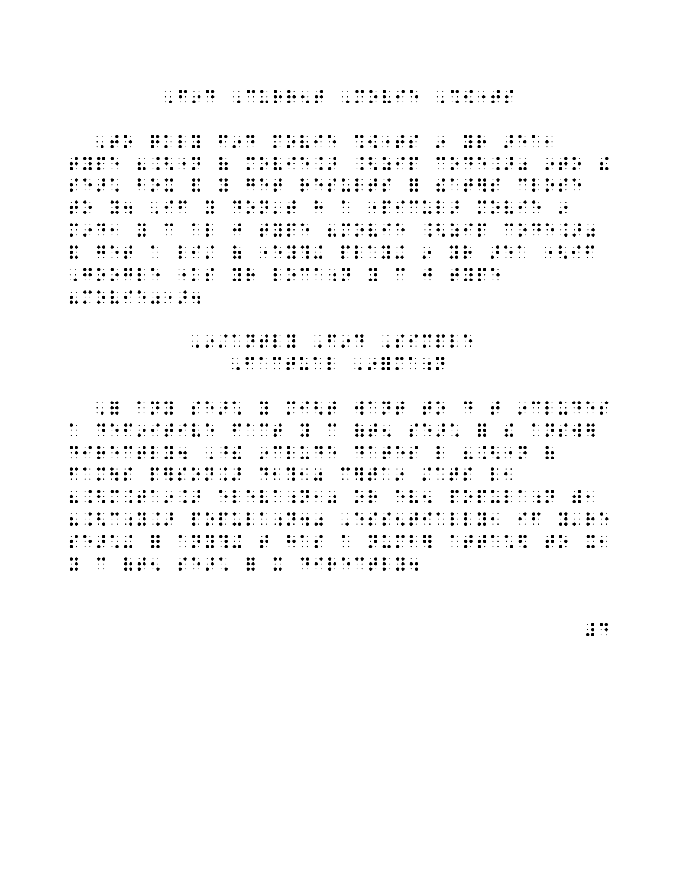1989 – 1989 – 1989 – 1989 – 1989 – 1989 – 1989 – 1989 – 1989 – 1989 – 1989 – 1989 – 1989 – 1989 – 1989 – 1989<br>1989 – 1989 – 1989 – 1989 – 1989 – 1989 – 1989 – 1989 – 1989 – 1989 – 1989 – 1989 – 1989 – 1989 – 1989 – 1989<br>19 

## 

. 1961 - 1972 - 1982 - 1983 - 1983 - 1983 - 1983 - 1983 - 1983 - 1983 - 1983 - 1983 - 1983 - 1983 - 1984 - 198<br>1984 - 1983 - 1983 - 1984 - 1984 - 1984 - 1984 - 1984 - 1984 - 1984 - 1984 - 1984 - 1984 - 1984 - 1984 - 1984<br>1 

 $\mathbb{R}^2$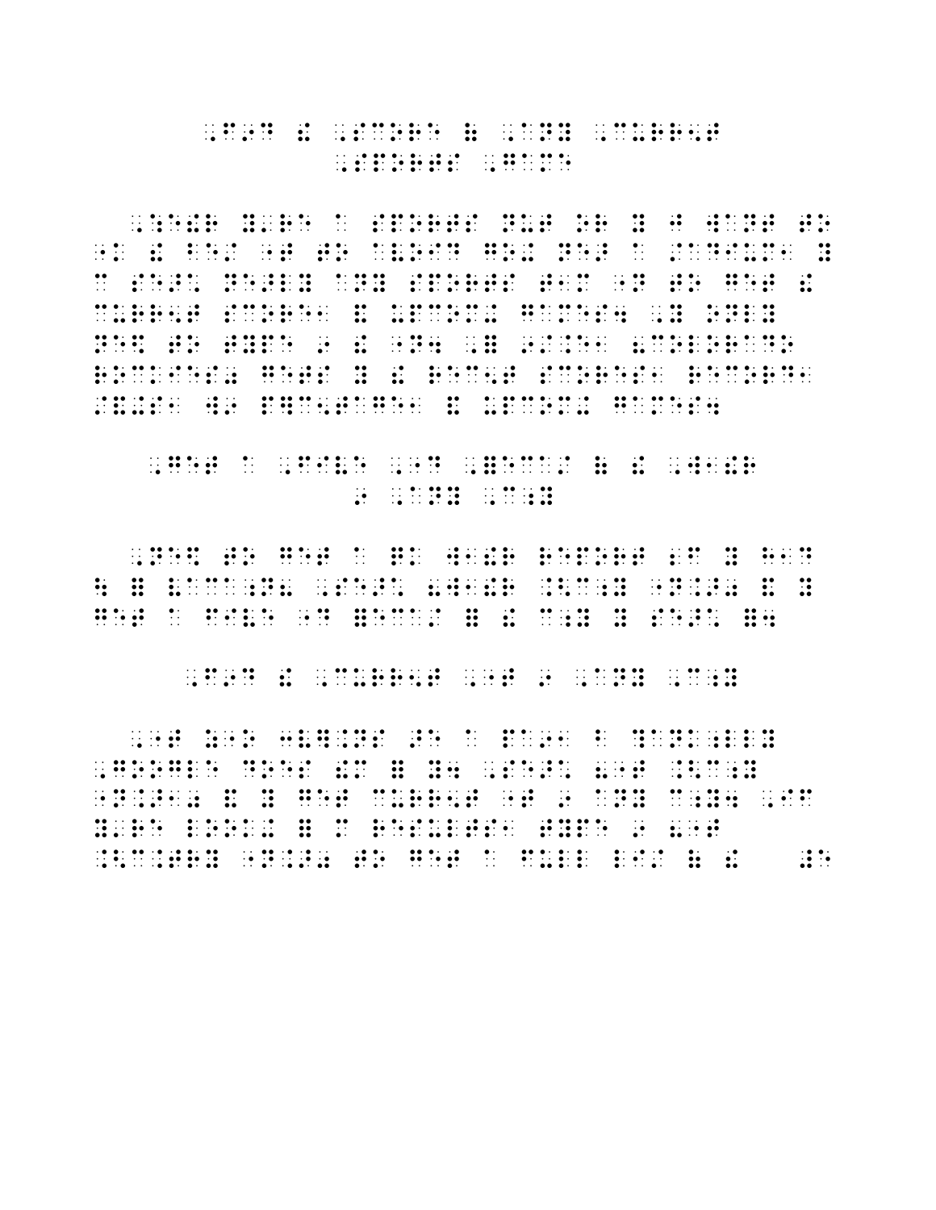#### , F9D | 2008 | 2008 | 2009 | 2009 | 2009 | 2009 | 2009 | 2009 | 2009 | 2009 | 2009 | 2009 | 2009 | 2009 | 2009<br>| 2009 | 2009 | 2009 | 2009 | 2009 | 2009 | 2009 | 2009 | 2009 | 2009 | 2009 | 2009 | 2009 | 2009 | 2009 | 20<br>| , sports , and the sports of the sports , and the sports of the sports , and the sports of the sports , and th<br>SPORTS , and the sports of the sports , and the sports , and the sports , and the sports , and the sports , an

, : E PORTS NUT OUTLINE DIT RESERVE DE L'ARGENT DE LA CORRESTE DE L'ARGENT DE L'ARGENT DE L'ARGENT DE L'ARGENT<br>1990 : A SPORTS NUT OUTLINE A SUR L'ARGENT DE SON DES L'ARGENT DE L'ARGENT DE L'ARGENT DE L'ARGENT DE L'ARGEN<br>1  $\begin{bmatrix} 0 & 0 & 0 & 0 \\ 0 & 0 & 0 & 0 \\ 0 & 0 & 0 & 0 \\ 0 & 0 & 0 & 0 \\ 0 & 0 & 0 & 0 \\ 0 & 0 & 0 & 0 \\ 0 & 0 & 0 & 0 \\ 0 & 0 & 0 & 0 \\ 0 & 0 & 0 & 0 \\ 0 & 0 & 0 & 0 \\ 0 & 0 & 0 & 0 & 0 \\ 0 & 0 & 0 & 0 & 0 \\ 0 & 0 & 0 & 0 & 0 \\ 0 & 0 & 0 & 0 & 0 \\ 0 & 0 & 0 & 0 & 0 \\ 0 & 0 & 0 & 0 & 0 \\ 0 &$ C SE>\* NE>LY ANY SPORTS T1M "N TO GET ! CURR5T SCORE1 & UPCOM+ GAMES4 ,Y ONLY NE\$ TO TYPE 9 ! "N4 ,= 9/.E1 8COLORADO ROCKIES DO DE LO DE LO DO DE LO DE LO DE LO DE DE LO DE LEGIO DE DE DE LO DE LO DE DE DE DE DE DE DO LEGIO EST<br>1981 - DE LO DE LO DE LO DE LO DO DE LO DE LO DE LO DE LO DE LO DE LO DE LO DE LO DE LO DE LO DO LO DE LO DE<br>19 /&+S1 W9 P]C5TAGE1 & UPCOM+ GAMES4

# , Get a decrease of the construction of the construction of the construction of the construction of the constr<br>The construction of the construction of the construction of the construction of the construction of the const<br> 9 , ANY , ANY , ANY , ANY , ANY , ANY , ANY , ANY , ANY , ANY , ANY , ANY , ANY , ANY , ANY , ANY , ANY , ANY <br>2008 , ANY , ANY , ANY , ANY , ANY , ANY , ANY , ANY , ANY , ANY , ANY , ANY , ANY , ANY , ANY , ANY , ANY , A<br>

, which is a complete the control of the complete the complete the complete the complete the complete the compl<br>And the complete the complete the complete the complete the complete the complete the complete the complete t \ = VACA;N8 ,SE>\* 8W1!R .<C;Y "N.>0 & Y GET A FIVE "DES LOIS DE LA FIVE DE LOIS DE LA FIVE DE LA FIVE DE LA FIVE DE LA FIVE DE LA FIVE DE LA FIVE DE<br>1980 - LA FIVE DE LA FIVE DE LA FIVE DE LA FIVE DE LA FIVE DE LA FIVE DE LA FIVE DE LA FIVE DE LA FIVE DE LA<br>1990

, The discrete state in the discrete state in the second state in the discrete state in the second state in th<br>The discrete state in the second state in the second state in the second state in the second state in the seco

, "T Z"O 30 A PAS E A PAS E A PAS E A PAS E A PAS E A PAS E A PAS E A PAS E A PAS E A PAS E A PAS E A PAS E A<br>NS >E A PAS E A PAS E A PAS E A PAS E A PAS E A PAS E A PAS E A PAS E A PAS E A PAS E A PAS E A PAS E A PAS E<br>NS , Google Does : Seconds : Seconds : Seconds : Seconds : Seconds : Seconds : Seconds : Seconds : Seconds : Second<br>- Seconds : Seconds : Seconds : Seconds : Seconds : Seconds : Seconds : Seconds : Seconds : Seconds : Second "N.>10 & Y GET CURR5T "T 9 ANY C;Y4 ,IF Y'RE LOOK HET DIE DIE DIE VOORT DIE DIE DIE DIE VOLGENDIE VAN DIE VOLGENDOOR VAN DIE LOOK- VAN DIE VAN DIE VOL<br>1980 TOE VOLGENDOOR DIE VOLGENDOOR VAN DIE VOLGENDOOR VAN DIE VOLGENDOOR DIE VOLGENDOOR VAN DIE VOLGENDOOR DIE<br> . The contract of the contract of the contract of the contract of the contract of the contract of the contract of the contract of the contract of the contract of the contract of the contract of the contract of the contrac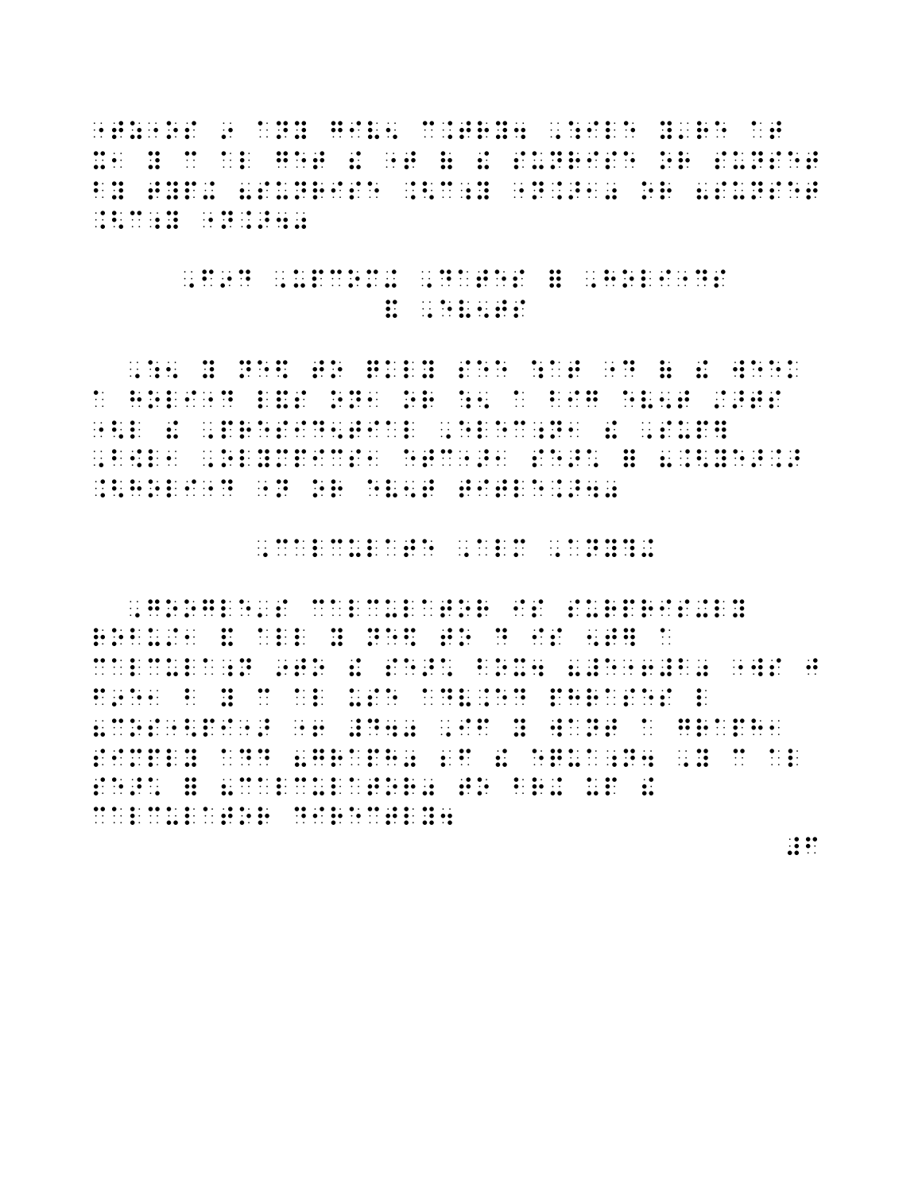inn na an n-eilean 1971 - Leis as as le as an n-eilean na sealach n-eilean an n-eilean 1972. Is eilean 1972 -<br>1981 - An India an Innius Innius III - as an an an Innius as as as an innius an Innius Innius and Innius Inniu<br>1 1986 - J. 1988 - 1988 - 1989 - 1989 - 1989 - 1989 - 1989 - 1989 - 1989 - 1989 - 1989 - 1989 - 1989 - 1989 - 19<br>1989 - 1989 - 1989 - 1989 - 1989 - 1989 - 1989 - 1989 - 1989 - 1989 - 1989 - 1989 - 1989 - 1989 - 1989 - 1989<br>1 

### **H** HARRY

in an en 1988, da de de 1989 en 1989 de de 1989 en 1989 de 1989 en 1989 en 1989 de 1989 en 1989 en 1989 en 198<br>1999 en 1989 en 1989 en 1989 en 1989 en 1989 en 1989 de 1989 en 1989 en 1989 en 1989 de 1989 en 1989 en 1989<br>19 

. 2008 - 1008 - 1008 - 1008 - 2008 - 2008 - 2008 - 2008 - 2008 - 2008 - 2008 - 2008 - 2008 - 2008 - 2009 - 200<br>- 2008 - 2008 - 2008 - 2008 - 2008 - 2008 - 2008 - 2008 - 2008 - 2008 - 2008 - 2008 - 2008 - 2008 - 2008 - 20<br>-. 1961 - 1972 - 1973 - 1986 - 1986 - 1987 - 1988 - 1989 - 1989 - 1989 - 1989 - 1989 - 1989 - 1989 - 1989 - 198<br>1989 - 1989 - 1989 - 1989 - 1989 - 1989 - 1989 - 1989 - 1989 - 1989 - 1989 - 1989 - 1989 - 1989 - 1989 - 1989<br>1 . 1966 - 1976 - 1977 - 1986 - 1987 - 1988 - 1988 - 1989 - 1989 - 1989 - 1989 - 1989 - 1989 - 1989 - 1989 - 198<br>1989 - 1989 - 1989 - 1989 - 1989 - 1989 - 1989 - 1989 - 1989 - 1989 - 1989 - 1989 - 1989 - 1980 - 1980 - 1989<br>1  $\frac{1}{2}$ 

 $\mathbb{R}$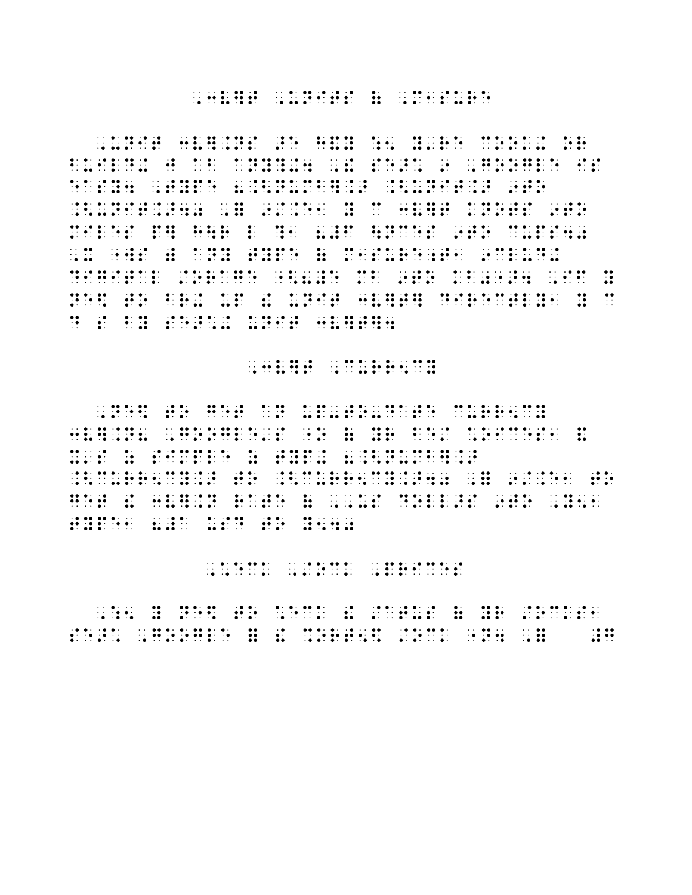#### , 3V) , 3V (1999) , 3V (1999) , 1999) , 1999 , 1999 , 1999 , 1999 , 1999 , 1999 , 1999 , 1999 , 1999 , 1999 ,<br>1999 , 1999 , 1999 , 1999 , 1999 , 1999 , 1999 , 1999 , 1999 , 1999 , 1999 , 1999 , 1999 , 1999 , 1999 , 1999<br>1

,UNIT 3V].NS >E H&Y :5 Y'RE COOK+ OR BUILD+ JOIN- DO LOS III LOS II LOS ION DO DO LOS II LUISOS I LOS II-LUISOS I LUISOS DU DISPUESTO LIVO LOS ION<br>1971 - JOIN- JOIN- II LOS III LUISOS I LUISOS I LUISOS I LUISOS I DU LOS III LUISOS I LOS IONES DU LOS IONES<br>197 EASY4 ,TYPE 8.<NUMB].> .<UNIT.> 9TO .<UNIT.>40 ,= 9/.E1 Y C 3V]T KNOTS 9TO MILES POR LA CORRESPONDIA DE LA CORRESPONDIA DE LA CORRESPONDIA DE LA CORRESPONDIA DE LA CORRESPONDIA DE LA CO<br>1970 - L'AL CORRESPONDIA DE LA CORRESPONDIA DE LA CORRESPONDIA DE LA CORRESPONDIA DE LA CORRESPONDIA DE LA CO<br>1 , 2008, 2009, 2009, 2009, 2009, 2009, 2009, 2009, 2009, 2009, 2009, 2009, 2009, 2009, 2009, 2009, 2009, 2009,<br>2009, 2009, 2009, 2009, 2009, 2009, 2009, 2009, 2009, 2009, 2009, 2009, 2009, 2009, 2009, 2009, 2009, 2009, 2<br>20 DIGITAL RESPONDENT STANDEN EN DE BOLDES SOM EN SOM DE SOM EN SOM DE SOM EN DE SOM EN SOM EN DE SOM EN DE SOM E<br>1980 DE BOLDES DE SOM EN SOM EN DIGITAL SOM EN DE SOM EN SOM EN SOM EN DIGITAL EN DIGITAL EN DE BOLDES SOM EN<br>1 NE\$ TO BR+ UP ! UNIT 3V]T] DIRECTLY1 Y C D S BY SE>\*+ UNIT 3V]T]4

#### ,  $3\times10^{-1}$  ,  $3\times10^{-1}$  ,  $3\times10^{-1}$  ,  $3\times10^{-1}$  ,  $3\times10^{-1}$  ,  $3\times10^{-1}$  ,  $3\times10^{-1}$  ,  $3\times10^{-1}$  ,  $3\times10^{-1}$  ,  $3\times10^{-1}$  ,  $3\times10^{-1}$  ,  $3\times10^{-1}$  ,  $3\times10^{-1}$  ,  $3\times10^{-1}$  ,  $3\times10^{-1}$  ,  $3\times10^{-1}$  ,  $3\times10^{-1}$

,  $\frac{1}{2}$  ,  $\frac{1}{2}$  ,  $\frac{1}{2}$  ,  $\frac{1}{2}$  ,  $\frac{1}{2}$  ,  $\frac{1}{2}$  ,  $\frac{1}{2}$  ,  $\frac{1}{2}$  ,  $\frac{1}{2}$  ,  $\frac{1}{2}$  ,  $\frac{1}{2}$  ,  $\frac{1}{2}$  ,  $\frac{1}{2}$  ,  $\frac{1}{2}$  ,  $\frac{1}{2}$  ,  $\frac{1}{2}$  ,  $\frac{1}{2}$  ,  $\frac{1}{2}$  ,  $\frac$ 3V].N8 ,GOOGLE'S "O ( YR BE/ \*OICES1 & X'S Z SIMPLE Z TYP+ 8.<NUMB].> .<CURR5CY.> TO .<CURR5CY.>40 ,= 9/.E1 TO GET DE LA 1998 DE LA COLLO DE LA COLLO DE LA CALIFATA DE LA COLLO DE LA CALIFATA DE LA COLLO DE LA COLLO DE LA<br>N RATE ( , US DOLLAS DE LA COLLO DE LA COLLO DE LA CALIFATA DE LA COLLO DE LA COLLO DE LA COLLO DE LA COLLO D<br>N TYPE1 8#A USD TO Y540

,\*ECK ,/OCK ,PRICES

, : 5 Y NORTH AN AN AN AIR AN AN AN AN AN AIR AN AN AIR AN AIR AN AIR AN AIR AN AIR AN AIR AN AIR AN AIR AN AI<br>15 Y NORTH 1990 - 1990 AN AIR AN AIR A' 1990 AIR A' 1990 AN AIR AN AIR AN AIR AN AIR A' 1990 AIR AN AIR AN AIR<br> SE>\* ,GOOGLE = ! %ORT5\$ /OCK "N4 ,= #G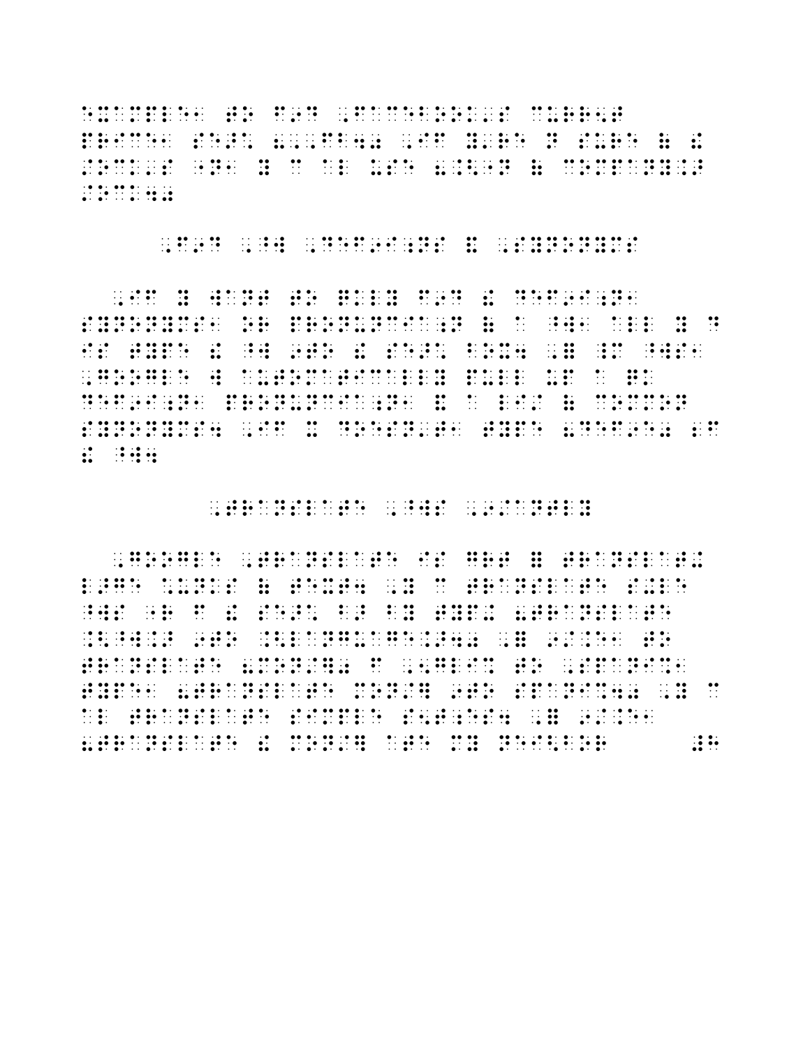EXAMPLE 1998 ED EXAMPLE 1998 EN 1998 EN 1998 EN ES ES ES EL EXAMPLE EL ES ES ES ES ES ES ES ES ES ES ES ES ES<br>1998 EN 1995 EN ES ES EDES EN ES ES ES ES ES EN EL ES EN EN EN ES ES ES ES ES ES ES ES ES ES EDEDE EN EDES ED<br>19 PRICE 20 BEN AN INTERNATIONAL IN THE SERVE AND EXPERIMENT OF THE SERVE AND INTERNATIONAL INFORMATion of the SU<br>Price 20 Server 20 Server 20 Server 20 Server 20 Server 20 Server 20 Server 20 Server 20 Server 20 Server 20<br>Pr /OCK'S "N1 Y C AL USE 8.<"N ( COMPANY.> /OCK40

, F9D , F9D , F9D , F9D , D9D , D9D , D9D , F9D , F9D , D9D , F9D , F9D , D9D , D9D , D9D , D9D , D9D , D9D ,<br>F9D , F9D , F9D , F9D , F9D , F9D , F9D , F9D , F9D , F9D , F9D , F9D , F9D , F9D , F9D , F9D , F9D , F9D , F9<br>F

,IF YOUR SERVED TO A RELEASE TO DEPEND TO A RELEASE THE SERVED OF THE SERVED OF THE SERVED OF THE SERVED OF TH<br>In the served of the served of the served of the served of the served of the served of the served of the serve<br> SYNONYMS1 OR PRONUNCIA;N ( A ^W1 ALL Y D IS TYPE !  $\frac{1}{2}$  ,  $\frac{1}{2}$  ,  $\frac{1}{2}$  ,  $\frac{1}{2}$  ,  $\frac{1}{2}$  ,  $\frac{1}{2}$  ,  $\frac{1}{2}$  ,  $\frac{1}{2}$  ,  $\frac{1}{2}$  ,  $\frac{1}{2}$  ,  $\frac{1}{2}$  ,  $\frac{1}{2}$  ,  $\frac{1}{2}$  ,  $\frac{1}{2}$  ,  $\frac{1}{2}$  ,  $\frac{1}{2}$  ,  $\frac{1}{2}$  ,  $\frac{1}{2$ , GOOGLE WAS ARRESTED TO AND THE RESIDENT OF A GOOGLE WAS ARRESTED TO A GOOGLE WAS ARRESTED TO A GOOGLE WAS AR<br>Google Was arrested to a google was a google was arrested to a google was a google was a google was a google w<br> DEFINITION OF A LIFE OF A LIFE OF A LIFE OF A LIFE OF A LIFE OF A LIFE OF A LIFE OF A LIFE OF A LIFE OF A LIFE<br>The common of a life of a life of a life of a life of a life of a life of a life of a life of a life of a life SYNONYMS4 ,IF X DOESN'T1 TYPE 8DEF9E0 2F ! ^W4

, TRANSLATE , DE 1979, DE 1979, DE 1979, DE 1979, DE 1979, DE 1979, DE 1979, DE 1979, DE 1979, DE 1979, DE 197<br>1979, DE 1979, TRANSLATE , DE 1979, DE 1979, DE 1979, DE 1979, DE 1979, DE 1979, DE 1979, DE 1979, DE 1979, D<br>1

,GOOGLE , GOOGLE , GOOGLE , GOOGLE , GOOGLE , GOOGLE , GOOGLE , GOOGLE , GOOGLE , GOOGLE , GOOGLE , GOOGLE , G<br>Google , Google , Google , Google , Google , Google , Google , Google , Google , Google , Google , Google , Go<br> LOS DE CALLATAS ( TEXT4 , ESTE LOS DE LOS DE LOS DE LOS DE LOS DE LOS DE LOS DE LOS DE LOS DE LOS DE LOS DE LO<br>LOS DE LOS DE LOS DE LOS DE LOS DE LOS DE LOS DE LOS DE LOS DE LOS DE LOS DE LOS DE LOS DE LOS DE LOS DE LOS<br>LO  $\overline{M}$  , and  $\overline{M}$  , and  $\overline{M}$  is the set of  $\overline{M}$  . Set of  $\overline{M}$  , and  $\overline{M}$  is the set of  $\overline{M}$  , and  $\overline{M}$  , and  $\overline{M}$  is the set of  $\overline{M}$  , and  $\overline{M}$  , and  $\overline{M}$  , and  $\overline{M}$  , and .<^W.> 9TO .<LANGUAGE.>40 ,= 9/.E1 TO TRANSLATE 8MONTH 8MONTH 2000 FOR THE 8MONTH 8MONTH 8MONTH 8MONTH 8MONTH 8MONTH 8MONTH 8MONTH 8MONTH 8MONTH 8MO<br>2000 FOR THE 8MONTH 8MONTH 8MONTH 8MONTH 8MONTH 8MONTH 8MONTH 8MONTH 8MONTH 8MONTH 8MONTH 8MONTH 8MONTH 8MONTH TYPER BRIDGE AND THE RESERVED BRIDGE AND RESERVED BRIDGE AND STRANSLATED AND RESERVED AND THE RESERVED BRIDGE<br>The Reserved Bridge and the Reserved Bridge and the Reserved School and the Reserved Bridge and the Reserved B<br>T ALL DE L'ANDIEN DE DOILO DE DE L'ANDIEN LE SOU DOIDE DE L'ANDIE ET L'ANDIE ET L'ANDIE L'ANDIE ET L'ANDIE ET L'<br>Al Die L'AD DOIDE L'ANDIEN DE L'ANDIEN L'ANDIEN DE DE L'ANDIE DE L'ANDIE EN DIE L'ANDIEN L'ANDIE L'ANDIE EN D<br>A  $\mathbf{S}$  . The state of the state  $\mathbf{S}$  and  $\mathbf{S}$  at  $\mathbf{S}$  and  $\mathbf{S}$  are the state of the state of the state of the state of the state of the state of the state of the state of the state of the state of the st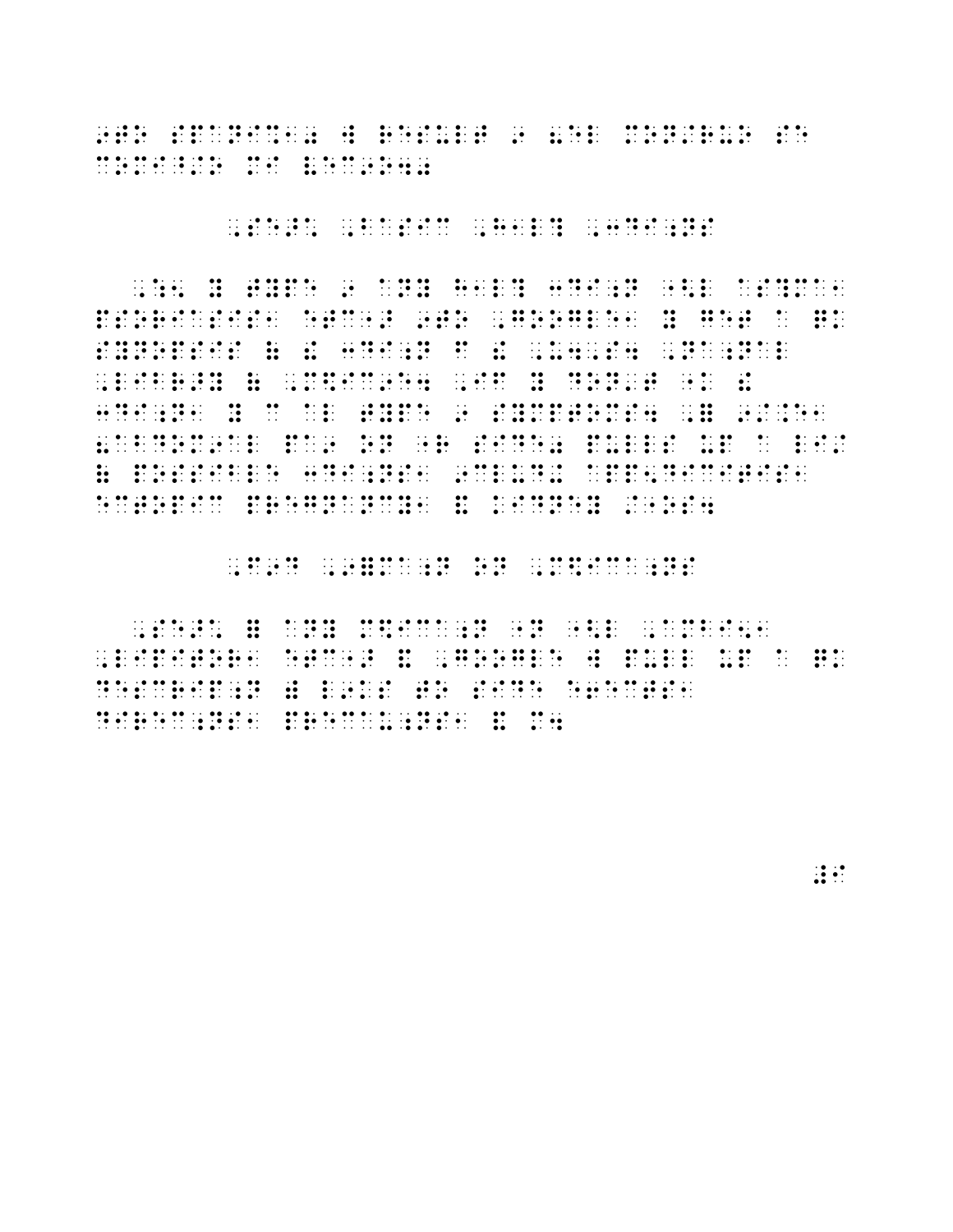inn Brith - 1990 - 1990 BB British - 1991 BB BB - 1991 1992 - 1991 BB 1991 1992 - 1993 BB - 1991 1992 BB Brith<br>1991 - 1992 - 1993 - 1993 1994 1994 1994 1995 - 1996 1996 1996 1996 1997 1998 1999 - 1999 1999 1999 1999 1999<br>1 inn der edigen der edigen in die eine eine der en der en in eine en in die der die eerste en een en in een de<br>1993 – De die die en die staan van die eerste en en en die eerste selfs van die eerste en die eerste van die<br>199  $\ddot{\cdot}$ ia de la componición de las componicións de servicións de las asias de servicións de serveixente serveixente s<br>1960 — Estrela de la componición de la componición de la componición de la componición de la componición de l<br>1 

ico de 2000 en 2010, en 2012, de 2012, en 2013, en 2010, de 82 02 02 02 03 03 02 02 02 02 02 03 02 02 03 02 02<br>12 de dicide de 2010 de 21 de 22 en 23 en 23 en 23 en 24 en 25 en 26 en 27 en 28 en 28 en 28 en 28 en 29 en<br>12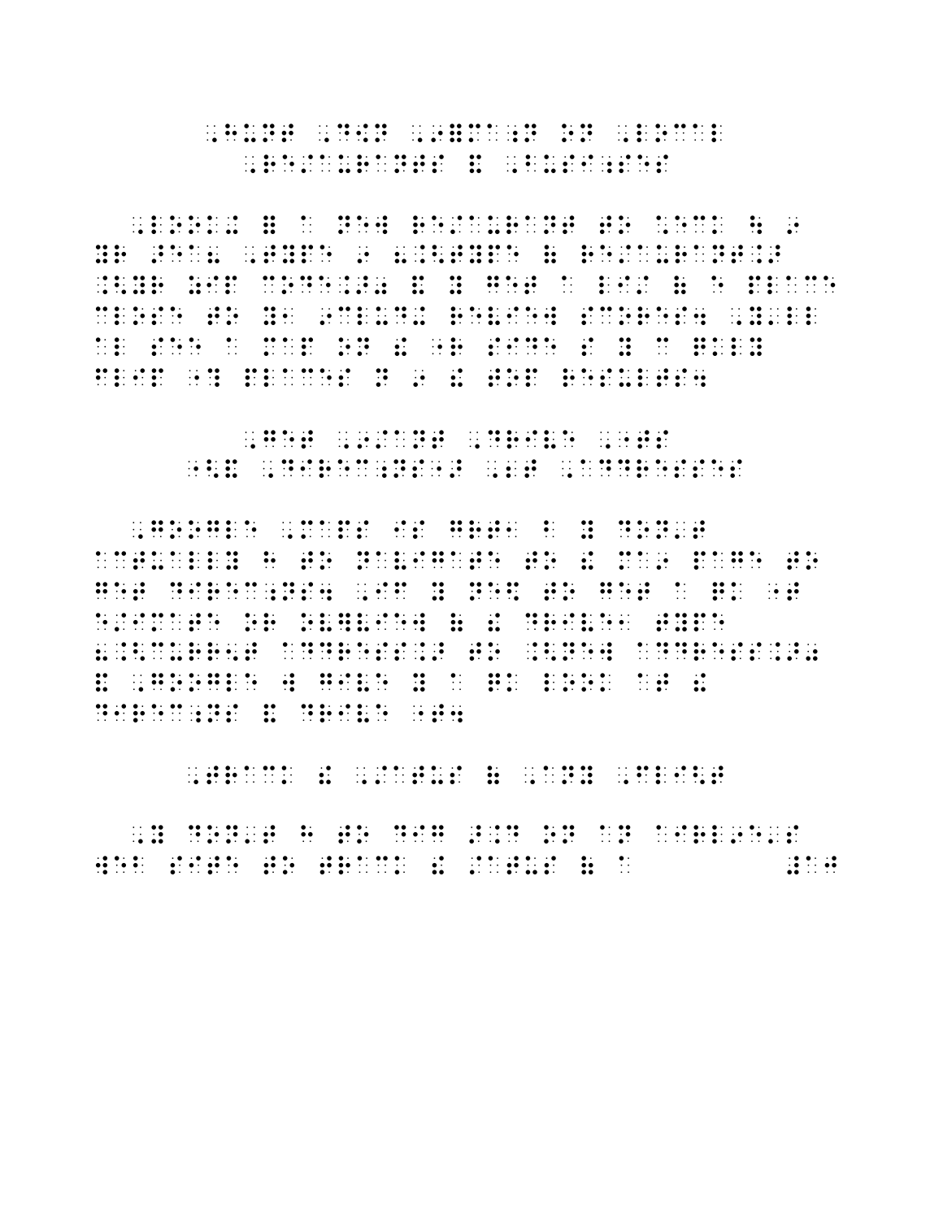in die de die solidate die de die beste van die deur die de die beste stelling van die stelling van die beste<br>Die beste die beste van die beste beste die beste van die de beste van die beste van die die beste van die be<br>D 

### $\mathcal{L}$  , and the set of the set of the set of the set of  $\mathcal{L}$  , and the set of the set of the set of the set of the set of the set of the set of the set of the set of the set of the set of the set of the set of the

 $\frac{1}{2}$